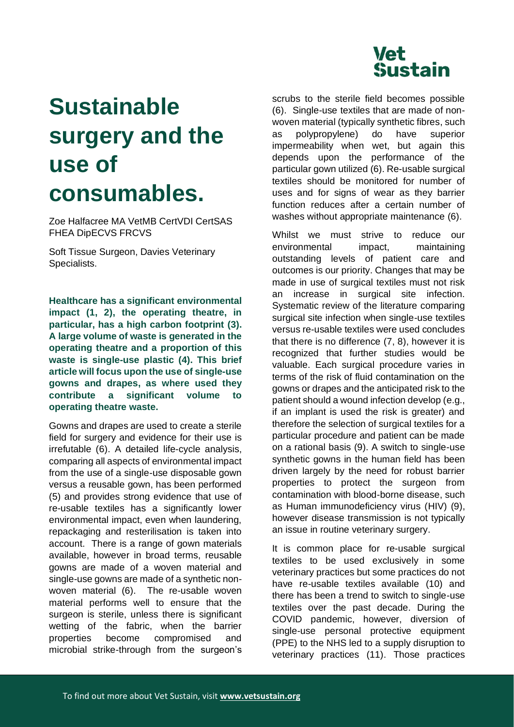# Sustainable surgery and the use of consumables.

Zoe Halfacree MA VetMB CertVDI CertSAS FHEA DipECVS FRCVS

Soft Tissue Surgeon, Davies Veterinary Specialists.

**Healthcare has a significant environmental impact (1, 2), the operating theatre, in particular, has a high carbon footprint (3). A large volume of waste is generated in the operating theatre and a proportion of this waste is single-use plastic (4). This brief article will focus upon the use of single-use gowns and drapes, as where used they contribute a significant volume to operating theatre waste.**

Gowns and drapes are used to create a sterile field for surgery and evidence for their use is irrefutable (6). A detailed life-cycle analysis, comparing all aspects of environmental impact from the use of a single-use disposable gown versus a reusable gown, has been performed (5) and provides strong evidence that use of re-usable textiles has a significantly lower environmental impact, even when laundering, repackaging and resterilisation is taken into account. There is a range of gown materials available, however in broad terms, reusable gowns are made of a woven material and single-use gowns are made of a synthetic non-woven material (6). The re-usable woven material performs well to ensure that the surgeon is sterile, unless there is significant wetting of the fabric, when the barrier properties become compromised and microbial strike-through from the surgeon's scrubs to the sterile field becomes possible (6). Single-use textiles that are made of non-woven material (typically synthetic fibres, such as polypropylene) do have superior impermeability when wet, but again this depends upon the performance of the particular gown utilized (6). Re-usable surgical textiles should be monitored for number of uses and for signs of wear as they barrier function reduces after a certain number of washes without appropriate maintenance (6).

Whilst we must strive to reduce our environmental impact, maintaining outstanding levels of patient care and outcomes is our priority. Changes that may be made in use of surgical textiles must not risk an increase in surgical site infection. Systematic review of the literature comparing surgical site infection when single-use textiles versus re-usable textiles were used concludes that there is no difference (7, 8), however it is recognized that further studies would be valuable. Each surgical procedure varies in terms of the risk of fluid contamination on the gowns or drapes and the anticipated risk to the patient should a wound infection develop (e.g., if an implant is used the risk is greater) and therefore the selection of surgical textiles for a particular procedure and patient can be made on a rational basis (9). A switch to single-use synthetic gowns in the human field has been driven largely by the need for robust barrier properties to protect the surgeon from contamination with blood-borne disease, such as Human immunodeficiency virus (HIV) (9), however disease transmission is not typically an issue in routine veterinary surgery.

It is common place for re-usable surgical textiles to be used exclusively in some veterinary practices but some practices do not have re-usable textiles available (10) and there has been a trend to switch to single-use textiles over the past decade. During the COVID pandemic, however, diversion of single-use personal protective equipment (PPE) to the NHS led to a supply disruption to veterinary practices (11). Those practices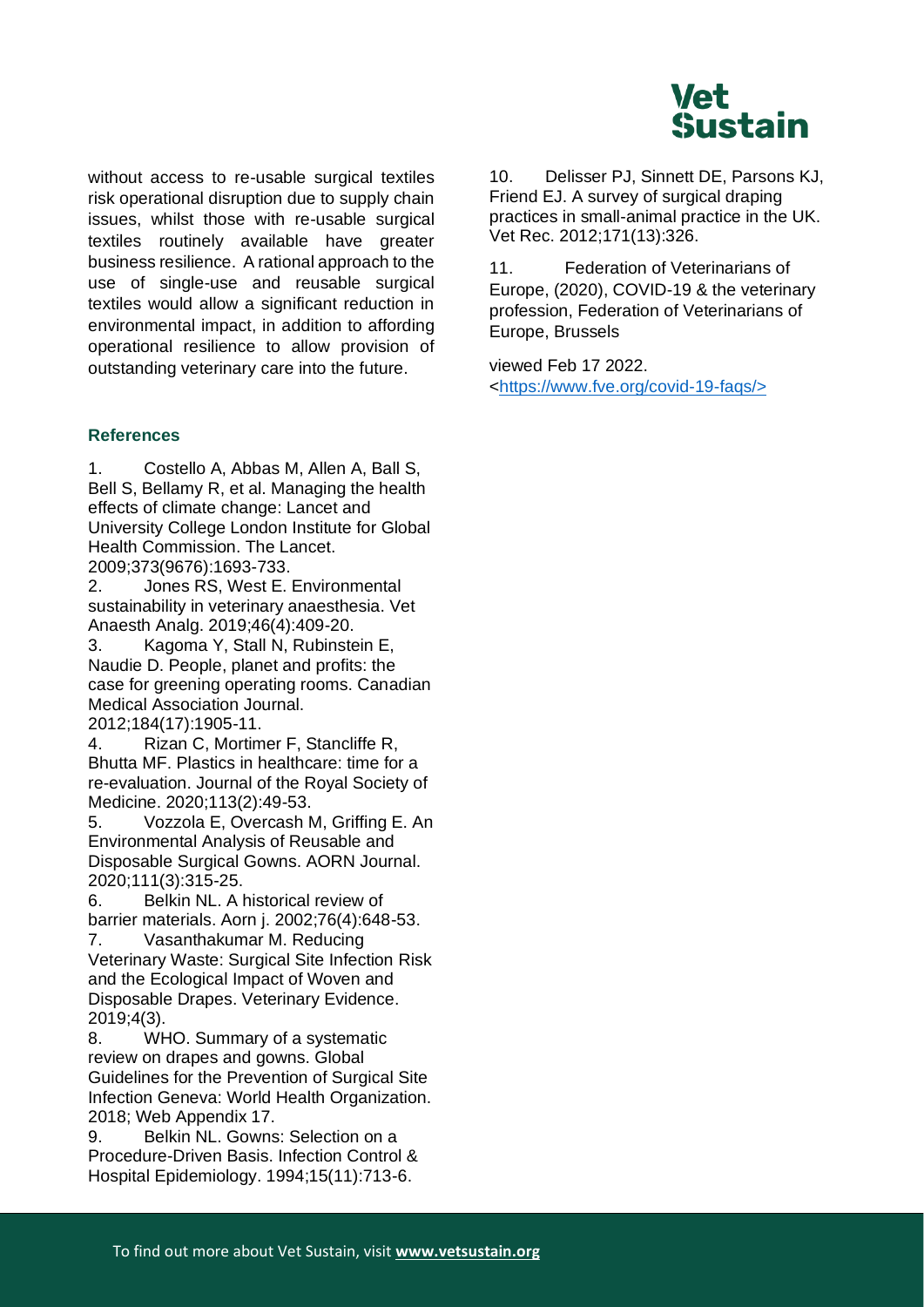without access to re-usable surgical textiles risk operational disruption due to supply chain issues, whilst those with re-usable surgical textiles routinely available have greater business resilience. A rational approach to the use of single-use and reusable surgical textiles would allow a significant reduction in environmental impact, in addition to affording operational resilience to allow provision of outstanding veterinary care into the future.

### References

1. Costello A, Abbas M, Allen A, Ball S, Bell S, Bellamy R, et al. Managing the health effects of climate change: Lancet and University College London Institute for Global Health Commission. The Lancet. 2009;373(9676):1693-733.
2. Jones RS, West E. Environmental sustainability in veterinary anaesthesia. Vet Anaesth Analg. 2019;46(4):409-20.
3. Kagoma Y, Stall N, Rubinstein E, Naudie D. People, planet and profits: the case for greening operating rooms. Canadian Medical Association Journal. 2012;184(17):1905-11.
4. Rizan C, Mortimer F, Stancliffe R, Bhutta MF. Plastics in healthcare: time for a re-evaluation. Journal of the Royal Society of Medicine. 2020;113(2):49-53.
5. Vozzola E, Overcash M, Griffing E. An Environmental Analysis of Reusable and Disposable Surgical Gowns. AORN Journal. 2020;111(3):315-25.
6. Belkin NL. A historical review of barrier materials. Aorn j. 2002;76(4):648-53.
7. Vasanthakumar M. Reducing Veterinary Waste: Surgical Site Infection Risk and the Ecological Impact of Woven and Disposable Drapes. Veterinary Evidence. 2019;4(3).
8. WHO. Summary of a systematic review on drapes and gowns. Global Guidelines for the Prevention of Surgical Site Infection Geneva: World Health Organization. 2018; Web Appendix 17.
9. Belkin NL. Gowns: Selection on a Procedure-Driven Basis. Infection Control & Hospital Epidemiology. 1994;15(11):713-6.
10. Delisser PJ, Sinnett DE, Parsons KJ, Friend EJ. A survey of surgical draping practices in small-animal practice in the UK. Vet Rec. 2012;171(13):326.
11. Federation of Veterinarians of Europe, (2020), COVID-19 & the veterinary profession, Federation of Veterinarians of Europe, Brussels

viewed Feb 17 2022. <https://www.fve.org/covid-19-faqs/>